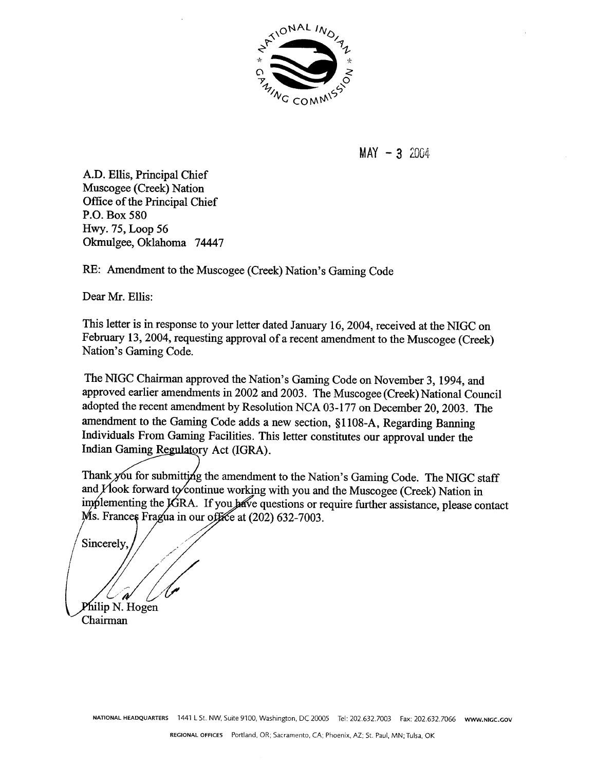NATIONAL INDIAN GAMING COMMISSION

MAY - 3 2004

A.D. Ellis, Principal Chief
Muscogee (Creek) Nation
Office of the Principal Chief
P.O. Box 580
Hwy. 75, Loop 56
Okmulgee, Oklahoma 74447

RE: Amendment to the Muscogee (Creek) Nation's Gaming Code

Dear Mr. Ellis:

This letter is in response to your letter dated January 16, 2004, received at the NIGC on February 13, 2004, requesting approval of a recent amendment to the Muscogee (Creek) Nation's Gaming Code.

The NIGC Chairman approved the Nation's Gaming Code on November 3, 1994, and approved earlier amendments in 2002 and 2003. The Muscogee (Creek) National Council adopted the recent amendment by Resolution NCA 03-177 on December 20, 2003. The amendment to the Gaming Code adds a new section, §1108-A, Regarding Banning Individuals From Gaming Facilities. This letter constitutes our approval under the Indian Gaming Regulatory Act (IGRA).

Thank you for submitting the amendment to the Nation's Gaming Code. The NIGC staff and I look forward to continue working with you and the Muscogee (Creek) Nation in implementing the IGRA. If you have questions or require further assistance, please contact Ms. Frances Fragua in our office at (202) 632-7003.

Sincerely,

Philip N. Hogen
Chairman

NATIONAL HEADQUARTERS 1441 L St. NW, Suite 9100, Washington, DC 20005 Tel: 202.632.7003 Fax: 202.632.7066 WWW.NIGC.GOV

REGIONAL OFFICES Portland, OR; Sacramento, CA; Phoenix, AZ; St. Paul, MN; Tulsa, OK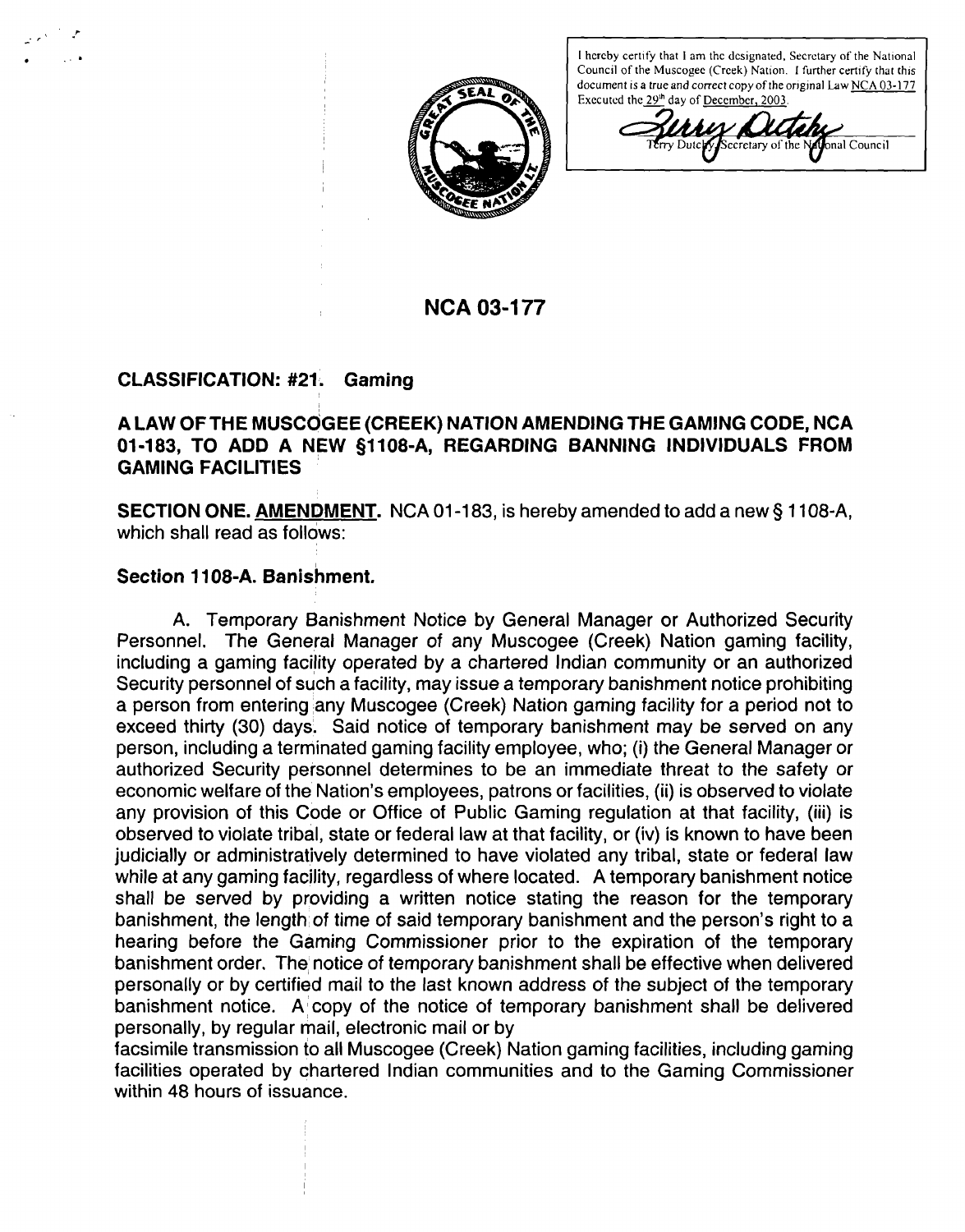I hereby certify that I am the designated, Secretary of the National Council of the Muscogee (Creek) Nation. I further certify that this document is a true and correct copy of the original Law NCA 03-177 Executed the 29th day of December, 2003.

Terry Dutchy, Secretary of the National Council

# NCA 03-177

**CLASSIFICATION: #21. Gaming**

**A LAW OF THE MUSCOGEE (CREEK) NATION AMENDING THE GAMING CODE, NCA 01-183, TO ADD A NEW §1108-A, REGARDING BANNING INDIVIDUALS FROM GAMING FACILITIES**

**SECTION ONE. <u>AMENDMENT</u>.** NCA 01-183, is hereby amended to add a new § 1108-A, which shall read as follows:

**Section 1108-A. Banishment.**

A. Temporary Banishment Notice by General Manager or Authorized Security Personnel. The General Manager of any Muscogee (Creek) Nation gaming facility, including a gaming facility operated by a chartered Indian community or an authorized Security personnel of such a facility, may issue a temporary banishment notice prohibiting a person from entering any Muscogee (Creek) Nation gaming facility for a period not to exceed thirty (30) days. Said notice of temporary banishment may be served on any person, including a terminated gaming facility employee, who; (i) the General Manager or authorized Security personnel determines to be an immediate threat to the safety or economic welfare of the Nation's employees, patrons or facilities, (ii) is observed to violate any provision of this Code or Office of Public Gaming regulation at that facility, (iii) is observed to violate tribal, state or federal law at that facility, or (iv) is known to have been judicially or administratively determined to have violated any tribal, state or federal law while at any gaming facility, regardless of where located. A temporary banishment notice shall be served by providing a written notice stating the reason for the temporary banishment, the length of time of said temporary banishment and the person's right to a hearing before the Gaming Commissioner prior to the expiration of the temporary banishment order. The notice of temporary banishment shall be effective when delivered personally or by certified mail to the last known address of the subject of the temporary banishment notice. A copy of the notice of temporary banishment shall be delivered personally, by regular mail, electronic mail or by facsimile transmission to all Muscogee (Creek) Nation gaming facilities, including gaming facilities operated by chartered Indian communities and to the Gaming Commissioner within 48 hours of issuance.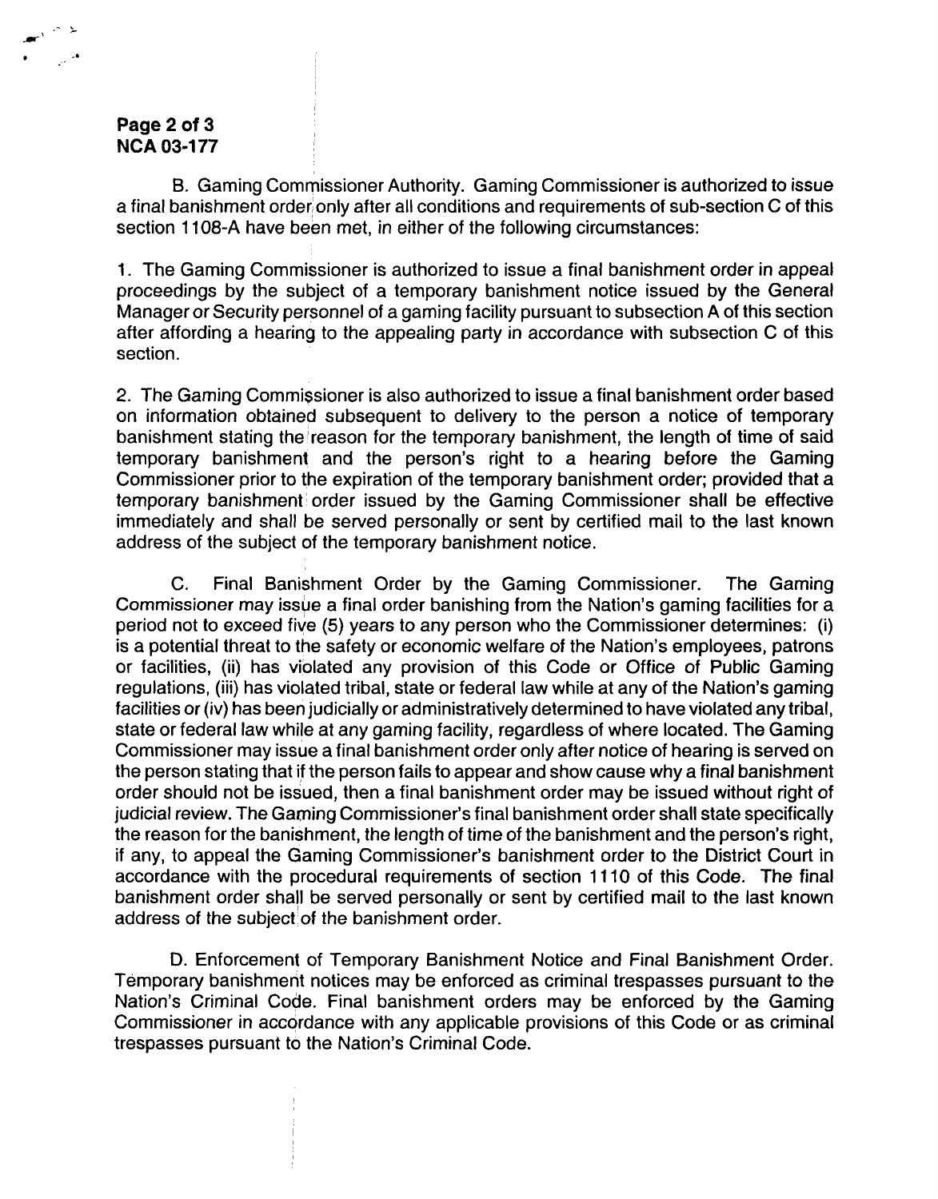B. Gaming Commissioner Authority. Gaming Commissioner is authorized to issue a final banishment order only after all conditions and requirements of sub-section C of this section 1108-A have been met, in either of the following circumstances:

1. The Gaming Commissioner is authorized to issue a final banishment order in appeal proceedings by the subject of a temporary banishment notice issued by the General Manager or Security personnel of a gaming facility pursuant to subsection A of this section after affording a hearing to the appealing party in accordance with subsection C of this section.

2. The Gaming Commissioner is also authorized to issue a final banishment order based on information obtained subsequent to delivery to the person a notice of temporary banishment stating the reason for the temporary banishment, the length of time of said temporary banishment and the person's right to a hearing before the Gaming Commissioner prior to the expiration of the temporary banishment order; provided that a temporary banishment order issued by the Gaming Commissioner shall be effective immediately and shall be served personally or sent by certified mail to the last known address of the subject of the temporary banishment notice.

C. Final Banishment Order by the Gaming Commissioner. The Gaming Commissioner may issue a final order banishing from the Nation's gaming facilities for a period not to exceed five (5) years to any person who the Commissioner determines: (i) is a potential threat to the safety or economic welfare of the Nation's employees, patrons or facilities, (ii) has violated any provision of this Code or Office of Public Gaming regulations, (iii) has violated tribal, state or federal law while at any of the Nation's gaming facilities or (iv) has been judicially or administratively determined to have violated any tribal, state or federal law while at any gaming facility, regardless of where located. The Gaming Commissioner may issue a final banishment order only after notice of hearing is served on the person stating that if the person fails to appear and show cause why a final banishment order should not be issued, then a final banishment order may be issued without right of judicial review. The Gaming Commissioner's final banishment order shall state specifically the reason for the banishment, the length of time of the banishment and the person's right, if any, to appeal the Gaming Commissioner's banishment order to the District Court in accordance with the procedural requirements of section 1110 of this Code. The final banishment order shall be served personally or sent by certified mail to the last known address of the subject of the banishment order.

D. Enforcement of Temporary Banishment Notice and Final Banishment Order. Temporary banishment notices may be enforced as criminal trespasses pursuant to the Nation's Criminal Code. Final banishment orders may be enforced by the Gaming Commissioner in accordance with any applicable provisions of this Code or as criminal trespasses pursuant to the Nation's Criminal Code.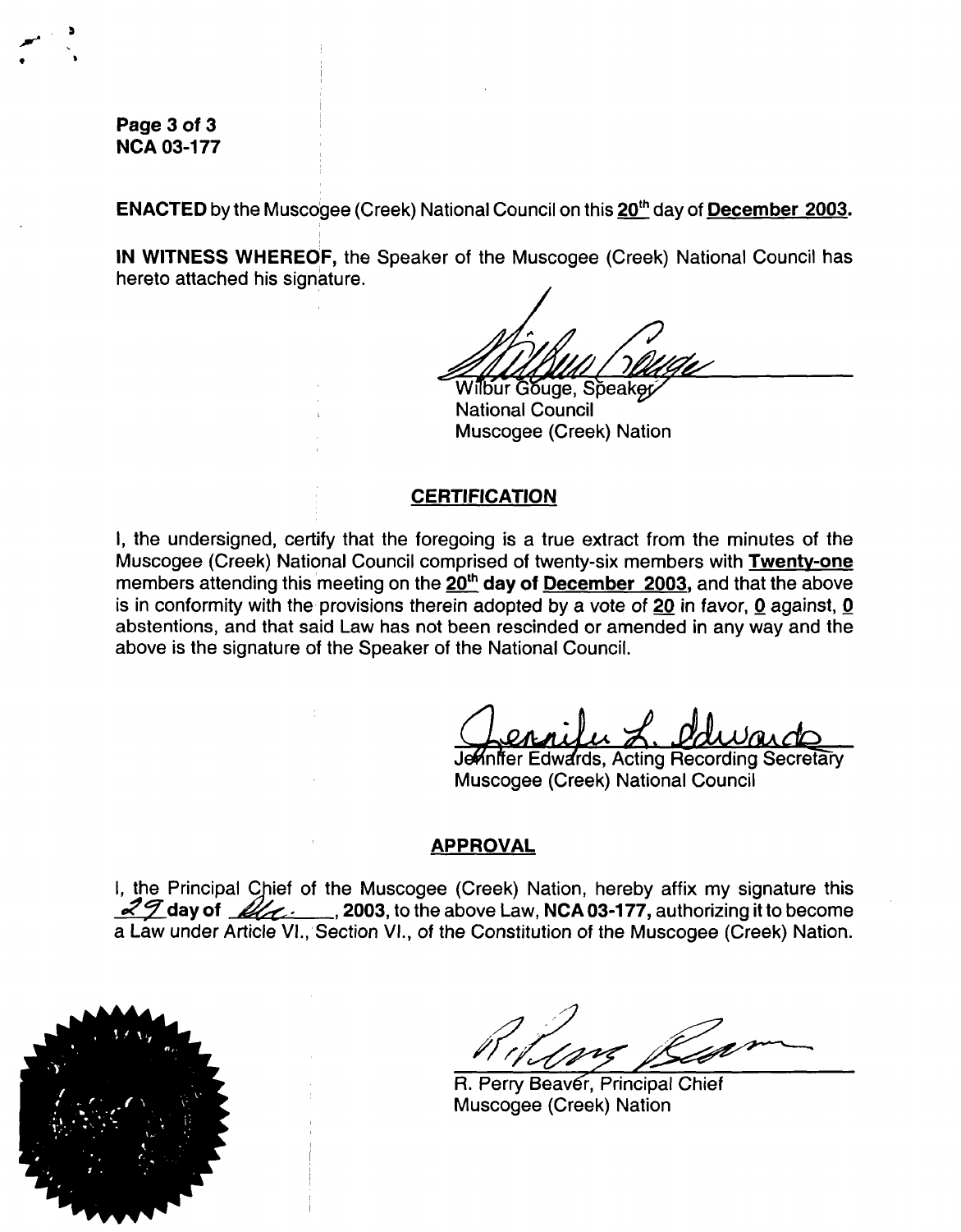Page 3 of 3
NCA 03-177

**ENACTED** by the Muscogee (Creek) National Council on this **20th** day of **December 2003.**

**IN WITNESS WHEREOF,** the Speaker of the Muscogee (Creek) National Council has hereto attached his signature.

Wilbur Gouge, Speaker
National Council
Muscogee (Creek) Nation

## CERTIFICATION

I, the undersigned, certify that the foregoing is a true extract from the minutes of the Muscogee (Creek) National Council comprised of twenty-six members with **Twenty-one** members attending this meeting on the **20th day of December 2003,** and that the above is in conformity with the provisions therein adopted by a vote of **20** in favor, **0** against, **0** abstentions, and that said Law has not been rescinded or amended in any way and the above is the signature of the Speaker of the National Council.

Jennifer Edwards, Acting Recording Secretary
Muscogee (Creek) National Council

## APPROVAL

I, the Principal Chief of the Muscogee (Creek) Nation, hereby affix my signature this 29 **day of** Dec., **2003,** to the above Law, **NCA 03-177,** authorizing it to become a Law under Article VI., Section VI., of the Constitution of the Muscogee (Creek) Nation.

R. Perry Beaver, Principal Chief
Muscogee (Creek) Nation